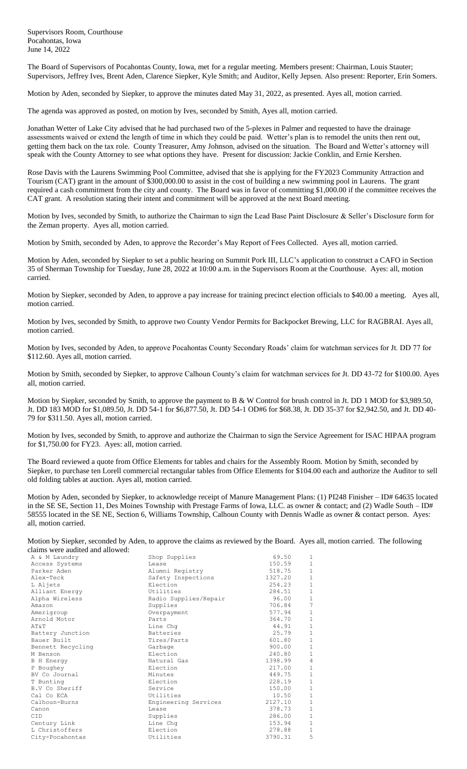Supervisors Room, Courthouse
Pocahontas, Iowa
June 14, 2022

The Board of Supervisors of Pocahontas County, Iowa, met for a regular meeting. Members present: Chairman, Louis Stauter; Supervisors, Jeffrey Ives, Brent Aden, Clarence Siepker, Kyle Smith; and Auditor, Kelly Jepsen. Also present: Reporter, Erin Somers.

Motion by Aden, seconded by Siepker, to approve the minutes dated May 31, 2022, as presented. Ayes all, motion carried.

The agenda was approved as posted, on motion by Ives, seconded by Smith, Ayes all, motion carried.

Jonathan Wetter of Lake City advised that he had purchased two of the 5-plexes in Palmer and requested to have the drainage assessments waived or extend the length of time in which they could be paid. Wetter's plan is to remodel the units then rent out, getting them back on the tax role. County Treasurer, Amy Johnson, advised on the situation. The Board and Wetter's attorney will speak with the County Attorney to see what options they have. Present for discussion: Jackie Conklin, and Ernie Kershen.

Rose Davis with the Laurens Swimming Pool Committee, advised that she is applying for the FY2023 Community Attraction and Tourism (CAT) grant in the amount of $300,000.00 to assist in the cost of building a new swimming pool in Laurens. The grant required a cash commitment from the city and county. The Board was in favor of committing $1,000.00 if the committee receives the CAT grant. A resolution stating their intent and commitment will be approved at the next Board meeting.

Motion by Ives, seconded by Smith, to authorize the Chairman to sign the Lead Base Paint Disclosure & Seller's Disclosure form for the Zeman property. Ayes all, motion carried.

Motion by Smith, seconded by Aden, to approve the Recorder's May Report of Fees Collected. Ayes all, motion carried.

Motion by Aden, seconded by Siepker to set a public hearing on Summit Pork III, LLC's application to construct a CAFO in Section 35 of Sherman Township for Tuesday, June 28, 2022 at 10:00 a.m. in the Supervisors Room at the Courthouse. Ayes: all, motion carried.

Motion by Siepker, seconded by Aden, to approve a pay increase for training precinct election officials to $40.00 a meeting. Ayes all, motion carried.

Motion by Ives, seconded by Smith, to approve two County Vendor Permits for Backpocket Brewing, LLC for RAGBRAI. Ayes all, motion carried.

Motion by Ives, seconded by Aden, to approve Pocahontas County Secondary Roads' claim for watchman services for Jt. DD 77 for $112.60. Ayes all, motion carried.

Motion by Smith, seconded by Siepker, to approve Calhoun County's claim for watchman services for Jt. DD 43-72 for $100.00. Ayes all, motion carried.

Motion by Siepker, seconded by Smith, to approve the payment to B & W Control for brush control in Jt. DD 1 MOD for $3,989.50, Jt. DD 183 MOD for $1,089.50, Jt. DD 54-1 for $6,877.50, Jt. DD 54-1 OD#6 for $68.38, Jt. DD 35-37 for $2,942.50, and Jt. DD 40-79 for $311.50. Ayes all, motion carried.

Motion by Ives, seconded by Smith, to approve and authorize the Chairman to sign the Service Agreement for ISAC HIPAA program for $1,750.00 for FY23. Ayes: all, motion carried.

The Board reviewed a quote from Office Elements for tables and chairs for the Assembly Room. Motion by Smith, seconded by Siepker, to purchase ten Lorell commercial rectangular tables from Office Elements for $104.00 each and authorize the Auditor to sell old folding tables at auction. Ayes all, motion carried.

Motion by Aden, seconded by Siepker, to acknowledge receipt of Manure Management Plans: (1) PI248 Finisher – ID# 64635 located in the SE SE, Section 11, Des Moines Township with Prestage Farms of Iowa, LLC. as owner & contact; and (2) Wadle South – ID# 58555 located in the SE NE, Section 6, Williams Township, Calhoun County with Dennis Wadle as owner & contact person. Ayes: all, motion carried.

Motion by Siepker, seconded by Aden, to approve the claims as reviewed by the Board. Ayes all, motion carried. The following claims were audited and allowed:

| | | | |
|---|---|---|---|
| A & M Laundry | Shop Supplies | 69.50 | 1 |
| Access Systems | Lease | 150.59 | 1 |
| Parker Aden | Alumni Registry | 518.75 | 1 |
| Alex-Teck | Safety Inspections | 1327.20 | 1 |
| L Aljets | Election | 254.23 | 1 |
| Alliant Energy | Utilities | 284.51 | 1 |
| Alpha Wireless | Radio Supplies/Repair | 96.00 | 1 |
| Amazon | Supplies | 706.84 | 7 |
| Amerigroup | Overpayment | 577.94 | 1 |
| Arnold Motor | Parts | 364.70 | 1 |
| AT&T | Line Chg | 44.91 | 1 |
| Battery Junction | Batteries | 25.79 | 1 |
| Bauer Built | Tires/Parts | 601.80 | 1 |
| Bennett Recycling | Garbage | 900.00 | 1 |
| M Benson | Election | 240.80 | 1 |
| B H Energy | Natural Gas | 1398.99 | 4 |
| P Boughey | Election | 217.00 | 1 |
| BV Co Journal | Minutes | 449.75 | 1 |
| T Bunting | Election | 228.19 | 1 |
| B.V Co Sheriff | Service | 150.00 | 1 |
| Cal Co ECA | Utilities | 10.50 | 1 |
| Calhoun-Burns | Engineering Services | 2127.10 | 1 |
| Canon | Lease | 378.73 | 1 |
| CID | Supplies | 286.00 | 1 |
| Century Link | Line Chg | 153.94 | 1 |
| L Christoffers | Election | 278.88 | 1 |
| City-Pocahontas | Utilities | 3790.31 | 5 |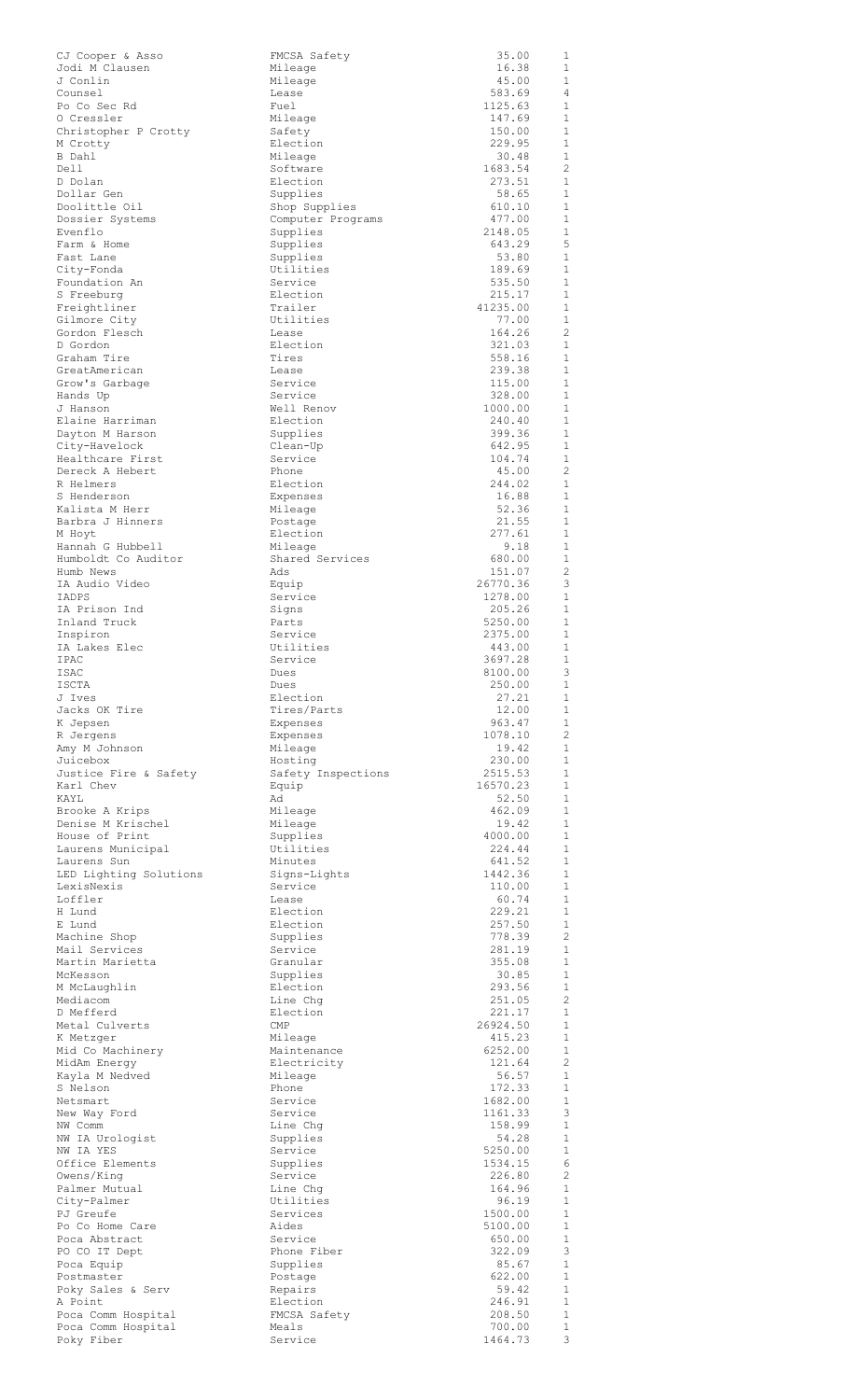| | | | |
|---|---|---|---|
| CJ Cooper & Asso | FMCSA Safety | 35.00 | 1 |
| Jodi M Clausen | Mileage | 16.38 | 1 |
| J Conlin | Mileage | 45.00 | 1 |
| Counsel | Lease | 583.69 | 4 |
| Po Co Sec Rd | Fuel | 1125.63 | 1 |
| O Cressler | Mileage | 147.69 | 1 |
| Christopher P Crotty | Safety | 150.00 | 1 |
| M Crotty | Election | 229.95 | 1 |
| B Dahl | Mileage | 30.48 | 1 |
| Dell | Software | 1683.54 | 2 |
| D Dolan | Election | 273.51 | 1 |
| Dollar Gen | Supplies | 58.65 | 1 |
| Doolittle Oil | Shop Supplies | 610.10 | 1 |
| Dossier Systems | Computer Programs | 477.00 | 1 |
| Evenflo | Supplies | 2148.05 | 1 |
| Farm & Home | Supplies | 643.29 | 5 |
| Fast Lane | Supplies | 53.80 | 1 |
| City-Fonda | Utilities | 189.69 | 1 |
| Foundation An | Service | 535.50 | 1 |
| S Freeburg | Election | 215.17 | 1 |
| Freightliner | Trailer | 41235.00 | 1 |
| Gilmore City | Utilities | 77.00 | 1 |
| Gordon Flesch | Lease | 164.26 | 2 |
| D Gordon | Election | 321.03 | 1 |
| Graham Tire | Tires | 558.16 | 1 |
| GreatAmerican | Lease | 239.38 | 1 |
| Grow's Garbage | Service | 115.00 | 1 |
| Hands Up | Service | 328.00 | 1 |
| J Hanson | Well Renov | 1000.00 | 1 |
| Elaine Harriman | Election | 240.40 | 1 |
| Dayton M Harson | Supplies | 399.36 | 1 |
| City-Havelock | Clean-Up | 642.95 | 1 |
| Healthcare First | Service | 104.74 | 1 |
| Dereck A Hebert | Phone | 45.00 | 2 |
| R Helmers | Election | 244.02 | 1 |
| S Henderson | Expenses | 16.88 | 1 |
| Kalista M Herr | Mileage | 52.36 | 1 |
| Barbra J Hinners | Postage | 21.55 | 1 |
| M Hoyt | Election | 277.61 | 1 |
| Hannah G Hubbell | Mileage | 9.18 | 1 |
| Humboldt Co Auditor | Shared Services | 680.00 | 1 |
| Humb News | Ads | 151.07 | 2 |
| IA Audio Video | Equip | 26770.36 | 3 |
| IADPS | Service | 1278.00 | 1 |
| IA Prison Ind | Signs | 205.26 | 1 |
| Inland Truck | Parts | 5250.00 | 1 |
| Inspiron | Service | 2375.00 | 1 |
| IA Lakes Elec | Utilities | 443.00 | 1 |
| IPAC | Service | 3697.28 | 1 |
| ISAC | Dues | 8100.00 | 3 |
| ISCTA | Dues | 250.00 | 1 |
| J Ives | Election | 27.21 | 1 |
| Jacks OK Tire | Tires/Parts | 12.00 | 1 |
| K Jepsen | Expenses | 963.47 | 1 |
| R Jergens | Expenses | 1078.10 | 2 |
| Amy M Johnson | Mileage | 19.42 | 1 |
| Juicebox | Hosting | 230.00 | 1 |
| Justice Fire & Safety | Safety Inspections | 2515.53 | 1 |
| Karl Chev | Equip | 16570.23 | 1 |
| KAYL | Ad | 52.50 | 1 |
| Brooke A Krips | Mileage | 462.09 | 1 |
| Denise M Krischel | Mileage | 19.42 | 1 |
| House of Print | Supplies | 4000.00 | 1 |
| Laurens Municipal | Utilities | 224.44 | 1 |
| Laurens Sun | Minutes | 641.52 | 1 |
| LED Lighting Solutions | Signs-Lights | 1442.36 | 1 |
| LexisNexis | Service | 110.00 | 1 |
| Loffler | Lease | 60.74 | 1 |
| H Lund | Election | 229.21 | 1 |
| E Lund | Election | 257.50 | 1 |
| Machine Shop | Supplies | 778.39 | 2 |
| Mail Services | Service | 281.19 | 1 |
| Martin Marietta | Granular | 355.08 | 1 |
| McKesson | Supplies | 30.85 | 1 |
| M McLaughlin | Election | 293.56 | 1 |
| Mediacom | Line Chg | 251.05 | 2 |
| D Mefferd | Election | 221.17 | 1 |
| Metal Culverts | CMP | 26924.50 | 1 |
| K Metzger | Mileage | 415.23 | 1 |
| Mid Co Machinery | Maintenance | 6252.00 | 1 |
| MidAm Energy | Electricity | 121.64 | 2 |
| Kayla M Nedved | Mileage | 56.57 | 1 |
| S Nelson | Phone | 172.33 | 1 |
| Netsmart | Service | 1682.00 | 1 |
| New Way Ford | Service | 1161.33 | 3 |
| NW Comm | Line Chg | 158.99 | 1 |
| NW IA Urologist | Supplies | 54.28 | 1 |
| NW IA YES | Service | 5250.00 | 1 |
| Office Elements | Supplies | 1534.15 | 6 |
| Owens/King | Service | 226.80 | 2 |
| Palmer Mutual | Line Chg | 164.96 | 1 |
| City-Palmer | Utilities | 96.19 | 1 |
| PJ Greufe | Services | 1500.00 | 1 |
| Po Co Home Care | Aides | 5100.00 | 1 |
| Poca Abstract | Service | 650.00 | 1 |
| PO CO IT Dept | Phone Fiber | 322.09 | 3 |
| Poca Equip | Supplies | 85.67 | 1 |
| Postmaster | Postage | 622.00 | 1 |
| Poky Sales & Serv | Repairs | 59.42 | 1 |
| A Point | Election | 246.91 | 1 |
| Poca Comm Hospital | FMCSA Safety | 208.50 | 1 |
| Poca Comm Hospital | Meals | 700.00 | 1 |
| Poky Fiber | Service | 1464.73 | 3 |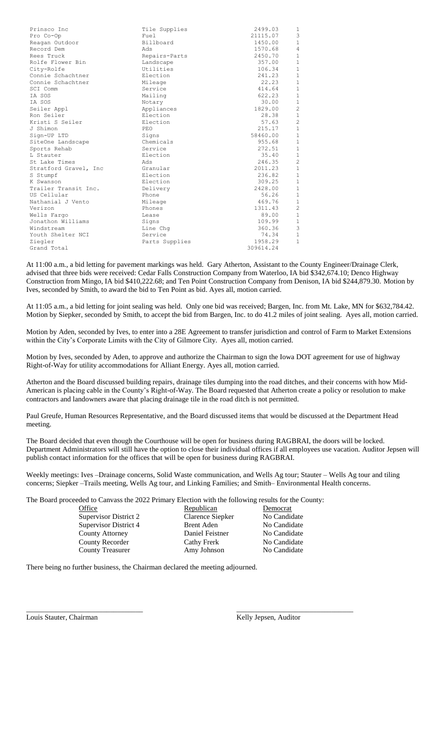| | | | |
|---|---|---|---|
| Prinsco Inc | Tile Supplies | 2499.03 | 1 |
| Pro Co-Op | Fuel | 21115.07 | 3 |
| Reagan Outdoor | Billboard | 1450.00 | 1 |
| Record Dem | Ads | 1570.68 | 4 |
| Rees Truck | Repairs-Parts | 2450.70 | 1 |
| Rolfe Flower Bin | Landscape | 357.00 | 1 |
| City-Rolfe | Utilities | 106.34 | 1 |
| Connie Schachtner | Election | 241.23 | 1 |
| Connie Schachtner | Mileage | 22.23 | 1 |
| SCI Comm | Service | 414.64 | 1 |
| IA SOS | Mailing | 622.23 | 1 |
| IA SOS | Notary | 30.00 | 1 |
| Seiler Appl | Appliances | 1829.00 | 2 |
| Ron Seiler | Election | 28.38 | 1 |
| Kristi S Seiler | Election | 57.63 | 2 |
| J Shimon | PEO | 215.17 | 1 |
| Sign-UP LTD | Signs | 58460.00 | 1 |
| SiteOne Landscape | Chemicals | 955.68 | 1 |
| Sports Rehab | Service | 272.51 | 1 |
| L Stauter | Election | 35.40 | 1 |
| St Lake Times | Ads | 246.35 | 2 |
| Stratford Gravel, Inc | Granular | 2011.23 | 1 |
| S Stumpf | Election | 236.82 | 1 |
| K Swanson | Election | 309.25 | 1 |
| Trailer Transit Inc. | Delivery | 2428.00 | 1 |
| US Cellular | Phone | 56.26 | 1 |
| Nathanial J Vento | Mileage | 469.76 | 1 |
| Verizon | Phones | 1311.43 | 2 |
| Wells Fargo | Lease | 89.00 | 1 |
| Jonathon Williams | Signs | 109.99 | 1 |
| Windstream | Line Chg | 360.36 | 3 |
| Youth Shelter NCI | Service | 74.34 | 1 |
| Ziegler | Parts Supplies | 1958.29 | 1 |
| Grand Total | | 309614.24 | |

At 11:00 a.m., a bid letting for pavement markings was held. Gary Atherton, Assistant to the County Engineer/Drainage Clerk, advised that three bids were received: Cedar Falls Construction Company from Waterloo, IA bid $342,674.10; Denco Highway Construction from Mingo, IA bid $410,222.68; and Ten Point Construction Company from Denison, IA bid $244,879.30. Motion by Ives, seconded by Smith, to award the bid to Ten Point as bid. Ayes all, motion carried.

At 11:05 a.m., a bid letting for joint sealing was held. Only one bid was received; Bargen, Inc. from Mt. Lake, MN for $632,784.42. Motion by Siepker, seconded by Smith, to accept the bid from Bargen, Inc. to do 41.2 miles of joint sealing. Ayes all, motion carried.

Motion by Aden, seconded by Ives, to enter into a 28E Agreement to transfer jurisdiction and control of Farm to Market Extensions within the City's Corporate Limits with the City of Gilmore City. Ayes all, motion carried.

Motion by Ives, seconded by Aden, to approve and authorize the Chairman to sign the Iowa DOT agreement for use of highway Right-of-Way for utility accommodations for Alliant Energy. Ayes all, motion carried.

Atherton and the Board discussed building repairs, drainage tiles dumping into the road ditches, and their concerns with how Mid-American is placing cable in the County's Right-of-Way. The Board requested that Atherton create a policy or resolution to make contractors and landowners aware that placing drainage tile in the road ditch is not permitted.

Paul Greufe, Human Resources Representative, and the Board discussed items that would be discussed at the Department Head meeting.

The Board decided that even though the Courthouse will be open for business during RAGBRAI, the doors will be locked. Department Administrators will still have the option to close their individual offices if all employees use vacation. Auditor Jepsen will publish contact information for the offices that will be open for business during RAGBRAI.

Weekly meetings: Ives –Drainage concerns, Solid Waste communication, and Wells Ag tour; Stauter – Wells Ag tour and tiling concerns; Siepker –Trails meeting, Wells Ag tour, and Linking Families; and Smith– Environmental Health concerns.

The Board proceeded to Canvass the 2022 Primary Election with the following results for the County:

| Office | Republican | Democrat |
|---|---|---|
| Supervisor District 2 | Clarence Siepker | No Candidate |
| Supervisor District 4 | Brent Aden | No Candidate |
| County Attorney | Daniel Feistner | No Candidate |
| County Recorder | Cathy Frerk | No Candidate |
| County Treasurer | Amy Johnson | No Candidate |

There being no further business, the Chairman declared the meeting adjourned.

\_\_\_\_\_\_\_\_\_\_\_\_\_\_\_\_\_\_\_\_\_\_\_\_\_\_\_\_\_\_ \_\_\_\_\_\_\_\_\_\_\_\_\_\_\_\_\_\_\_\_\_\_\_\_\_\_\_\_\_\_

Louis Stauter, Chairman Kelly Jepsen, Auditor